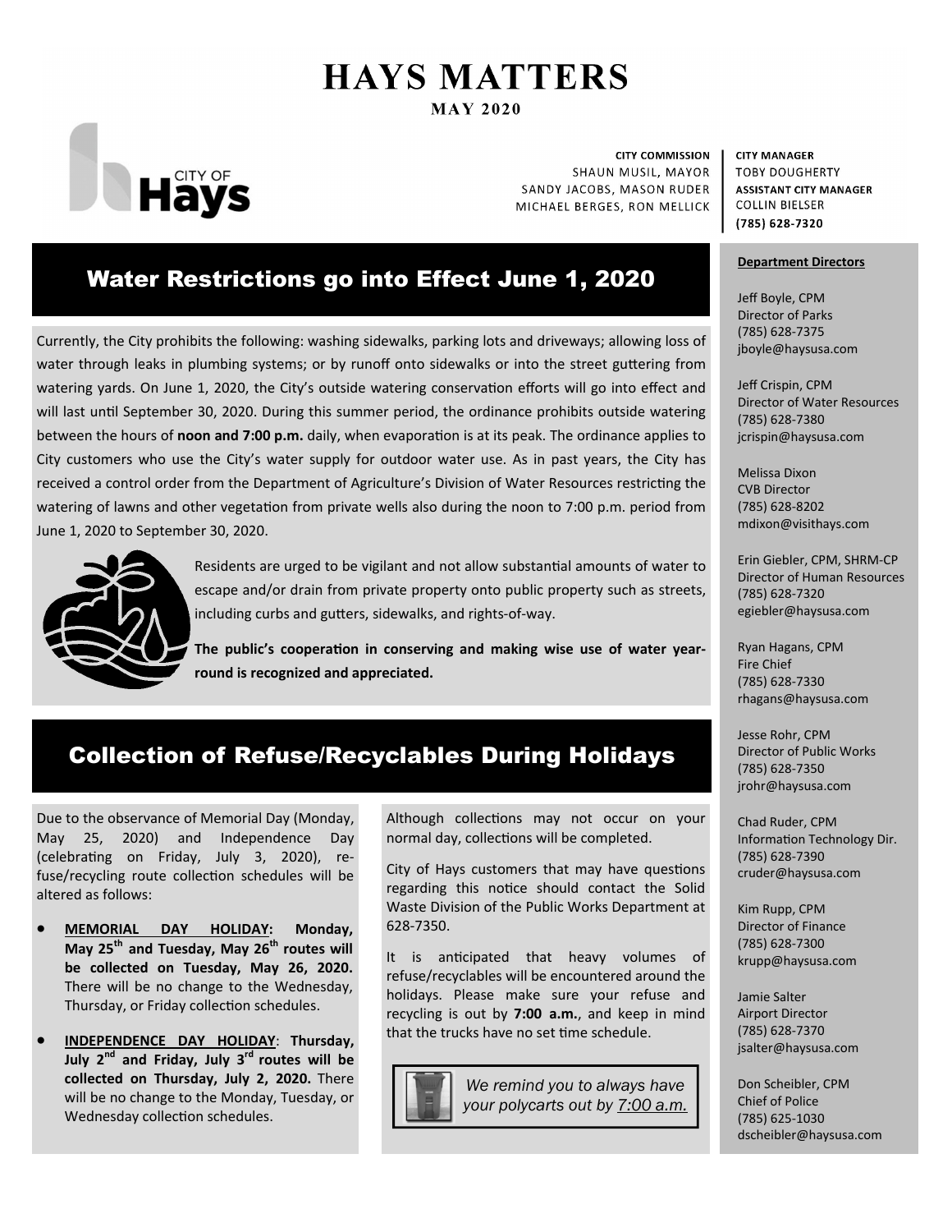# HAYS MATTERS

**MAY 2020**

**CITY COMMISSION**
SHAUN MUSIL, MAYOR
SANDY JACOBS, MASON RUDER
MICHAEL BERGES, RON MELLICK

**CITY MANAGER**
TOBY DOUGHERTY
**ASSISTANT CITY MANAGER**
COLLIN BIELSER
**(785) 628-7320**

## Water Restrictions go into Effect June 1, 2020

Currently, the City prohibits the following: washing sidewalks, parking lots and driveways; allowing loss of water through leaks in plumbing systems; or by runoff onto sidewalks or into the street guttering from watering yards. On June 1, 2020, the City's outside watering conservation efforts will go into effect and will last until September 30, 2020. During this summer period, the ordinance prohibits outside watering between the hours of **noon and 7:00 p.m.** daily, when evaporation is at its peak. The ordinance applies to City customers who use the City's water supply for outdoor water use. As in past years, the City has received a control order from the Department of Agriculture's Division of Water Resources restricting the watering of lawns and other vegetation from private wells also during the noon to 7:00 p.m. period from June 1, 2020 to September 30, 2020.

Residents are urged to be vigilant and not allow substantial amounts of water to escape and/or drain from private property onto public property such as streets, including curbs and gutters, sidewalks, and rights-of-way.

**The public's cooperation in conserving and making wise use of water year-round is recognized and appreciated.**

## Collection of Refuse/Recyclables During Holidays

Due to the observance of Memorial Day (Monday, May 25, 2020) and Independence Day (celebrating on Friday, July 3, 2020), refuse/recycling route collection schedules will be altered as follows:

- **MEMORIAL DAY HOLIDAY: Monday, May 25th and Tuesday, May 26th routes will be collected on Tuesday, May 26, 2020.** There will be no change to the Wednesday, Thursday, or Friday collection schedules.
- **INDEPENDENCE DAY HOLIDAY: Thursday, July 2nd and Friday, July 3rd routes will be collected on Thursday, July 2, 2020.** There will be no change to the Monday, Tuesday, or Wednesday collection schedules.

Although collections may not occur on your normal day, collections will be completed.

City of Hays customers that may have questions regarding this notice should contact the Solid Waste Division of the Public Works Department at 628-7350.

It is anticipated that heavy volumes of refuse/recyclables will be encountered around the holidays. Please make sure your refuse and recycling is out by **7:00 a.m.**, and keep in mind that the trucks have no set time schedule.

*We remind you to always have your polycarts out by 7:00 a.m.*

**Department Directors**

Jeff Boyle, CPM
Director of Parks
(785) 628-7375
jboyle@haysusa.com

Jeff Crispin, CPM
Director of Water Resources
(785) 628-7380
jcrispin@haysusa.com

Melissa Dixon
CVB Director
(785) 628-8202
mdixon@visithays.com

Erin Giebler, CPM, SHRM-CP
Director of Human Resources
(785) 628-7320
egiebler@haysusa.com

Ryan Hagans, CPM
Fire Chief
(785) 628-7330
rhagans@haysusa.com

Jesse Rohr, CPM
Director of Public Works
(785) 628-7350
jrohr@haysusa.com

Chad Ruder, CPM
Information Technology Dir.
(785) 628-7390
cruder@haysusa.com

Kim Rupp, CPM
Director of Finance
(785) 628-7300
krupp@haysusa.com

Jamie Salter
Airport Director
(785) 628-7370
jsalter@haysusa.com

Don Scheibler, CPM
Chief of Police
(785) 625-1030
dscheibler@haysusa.com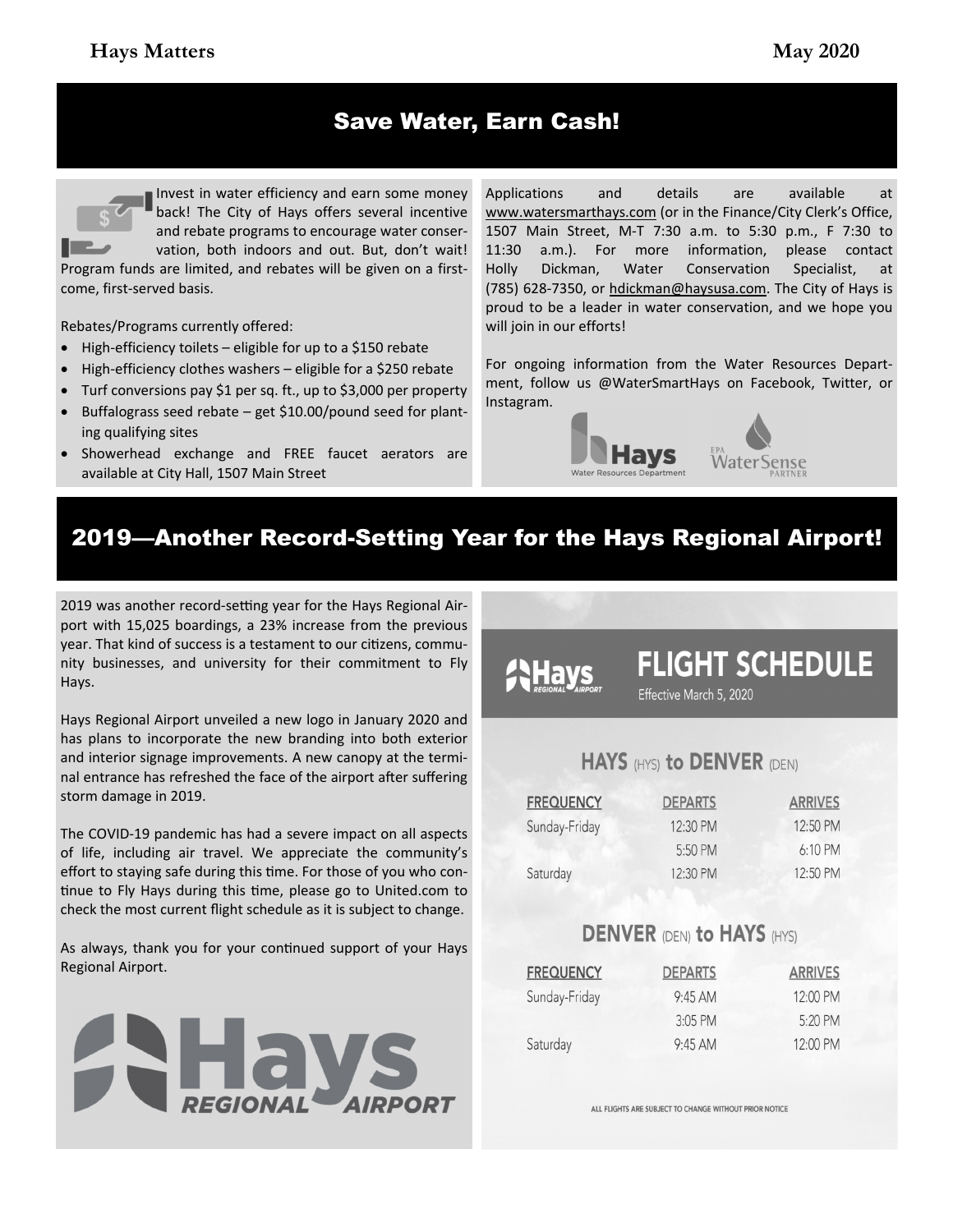## Save Water, Earn Cash!

Invest in water efficiency and earn some money back! The City of Hays offers several incentive and rebate programs to encourage water conservation, both indoors and out. But, don't wait! Program funds are limited, and rebates will be given on a first-come, first-served basis.

Rebates/Programs currently offered:

- High-efficiency toilets – eligible for up to a $150 rebate
- High-efficiency clothes washers – eligible for a $250 rebate
- Turf conversions pay $1 per sq. ft., up to $3,000 per property
- Buffalograss seed rebate – get $10.00/pound seed for planting qualifying sites
- Showerhead exchange and FREE faucet aerators are available at City Hall, 1507 Main Street

Applications and details are available at www.watersmarthays.com (or in the Finance/City Clerk's Office, 1507 Main Street, M-T 7:30 a.m. to 5:30 p.m., F 7:30 to 11:30 a.m.). For more information, please contact Holly Dickman, Water Conservation Specialist, at (785) 628-7350, or hdickman@haysusa.com. The City of Hays is proud to be a leader in water conservation, and we hope you will join in our efforts!

For ongoing information from the Water Resources Department, follow us @WaterSmartHays on Facebook, Twitter, or Instagram.

Hays Water Resources Department

EPA WaterSense Partner

## 2019—Another Record-Setting Year for the Hays Regional Airport!

2019 was another record-setting year for the Hays Regional Airport with 15,025 boardings, a 23% increase from the previous year. That kind of success is a testament to our citizens, community businesses, and university for their commitment to Fly Hays.

Hays Regional Airport unveiled a new logo in January 2020 and has plans to incorporate the new branding into both exterior and interior signage improvements. A new canopy at the terminal entrance has refreshed the face of the airport after suffering storm damage in 2019.

The COVID-19 pandemic has had a severe impact on all aspects of life, including air travel. We appreciate the community's effort to staying safe during this time. For those of you who continue to Fly Hays during this time, please go to United.com to check the most current flight schedule as it is subject to change.

As always, thank you for your continued support of your Hays Regional Airport.

Hays Regional Airport

### Hays Regional Airport FLIGHT SCHEDULE

Effective March 5, 2020

#### HAYS (HYS) to DENVER (DEN)

| FREQUENCY | DEPARTS | ARRIVES |
|---|---|---|
| Sunday-Friday | 12:30 PM | 12:50 PM |
| | 5:50 PM | 6:10 PM |
| Saturday | 12:30 PM | 12:50 PM |

#### DENVER (DEN) to HAYS (HYS)

| FREQUENCY | DEPARTS | ARRIVES |
|---|---|---|
| Sunday-Friday | 9:45 AM | 12:00 PM |
| | 3:05 PM | 5:20 PM |
| Saturday | 9:45 AM | 12:00 PM |

ALL FLIGHTS ARE SUBJECT TO CHANGE WITHOUT PRIOR NOTICE